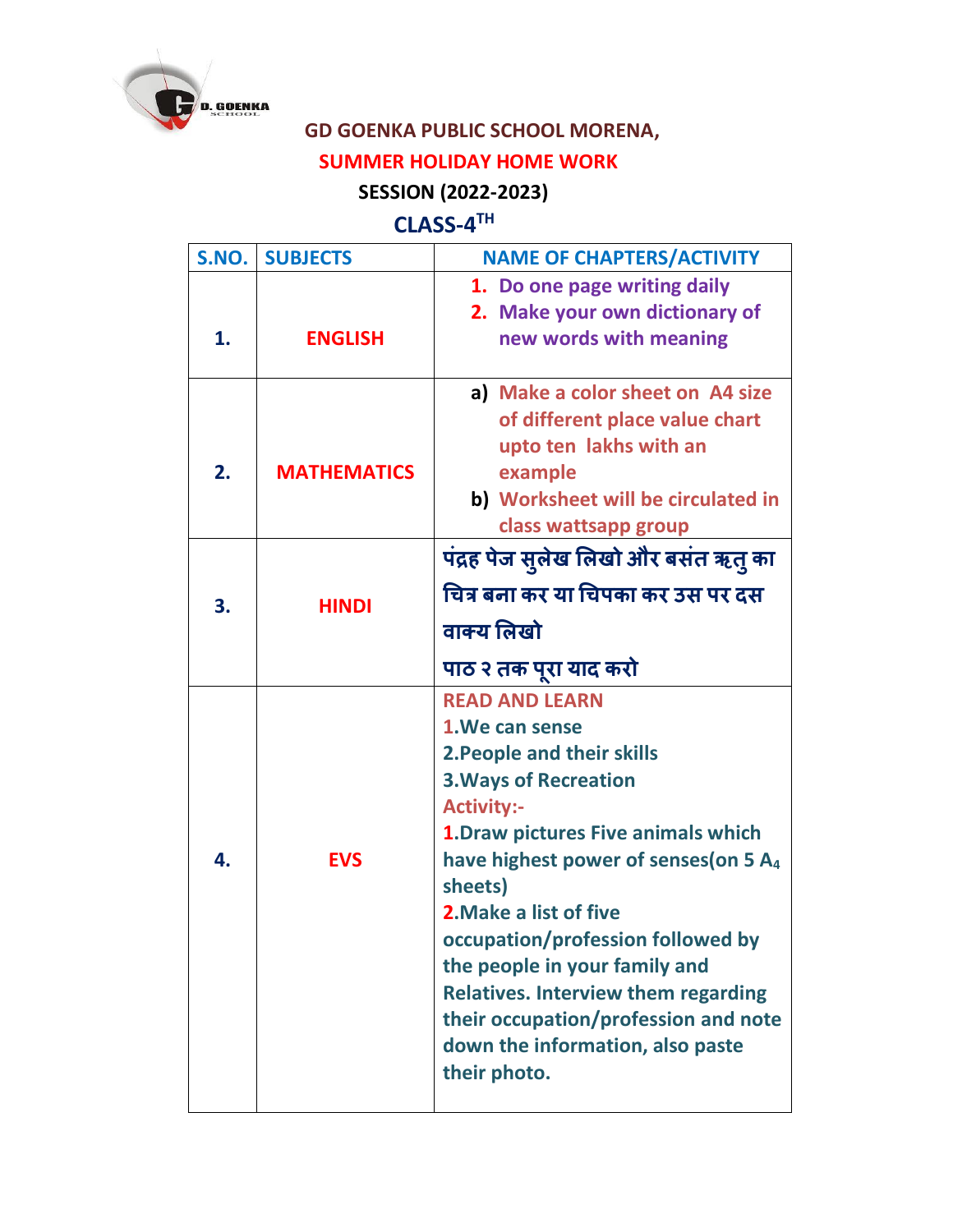# GD GOENKA PUBLIC SCHOOL MORENA,

## SUMMER HOLIDAY HOME WORK

### SESSION (2022-2023)

### CLASS-4TH

| S.NO. | SUBJECTS | NAME OF CHAPTERS/ACTIVITY |
|---|---|---|
| 1. | ENGLISH | 1. Do one page writing daily<br>2. Make your own dictionary of new words with meaning |
| 2. | MATHEMATICS | a) Make a color sheet on A4 size of different place value chart upto ten lakhs with an example<br>b) Worksheet will be circulated in class wattsapp group |
| 3. | HINDI | पंद्रह पेज सुलेख लिखो और बसंत ऋतु का चित्र बना कर या चिपका कर उस पर दस वाक्य लिखो<br>पाठ २ तक पूरा याद करो |
| 4. | EVS | READ AND LEARN<br>1.We can sense<br>2.People and their skills<br>3.Ways of Recreation<br>Activity:-<br>1.Draw pictures Five animals which have highest power of senses(on 5 $A_4$ sheets)<br>2.Make a list of five occupation/profession followed by the people in your family and Relatives. Interview them regarding their occupation/profession and note down the information, also paste their photo. |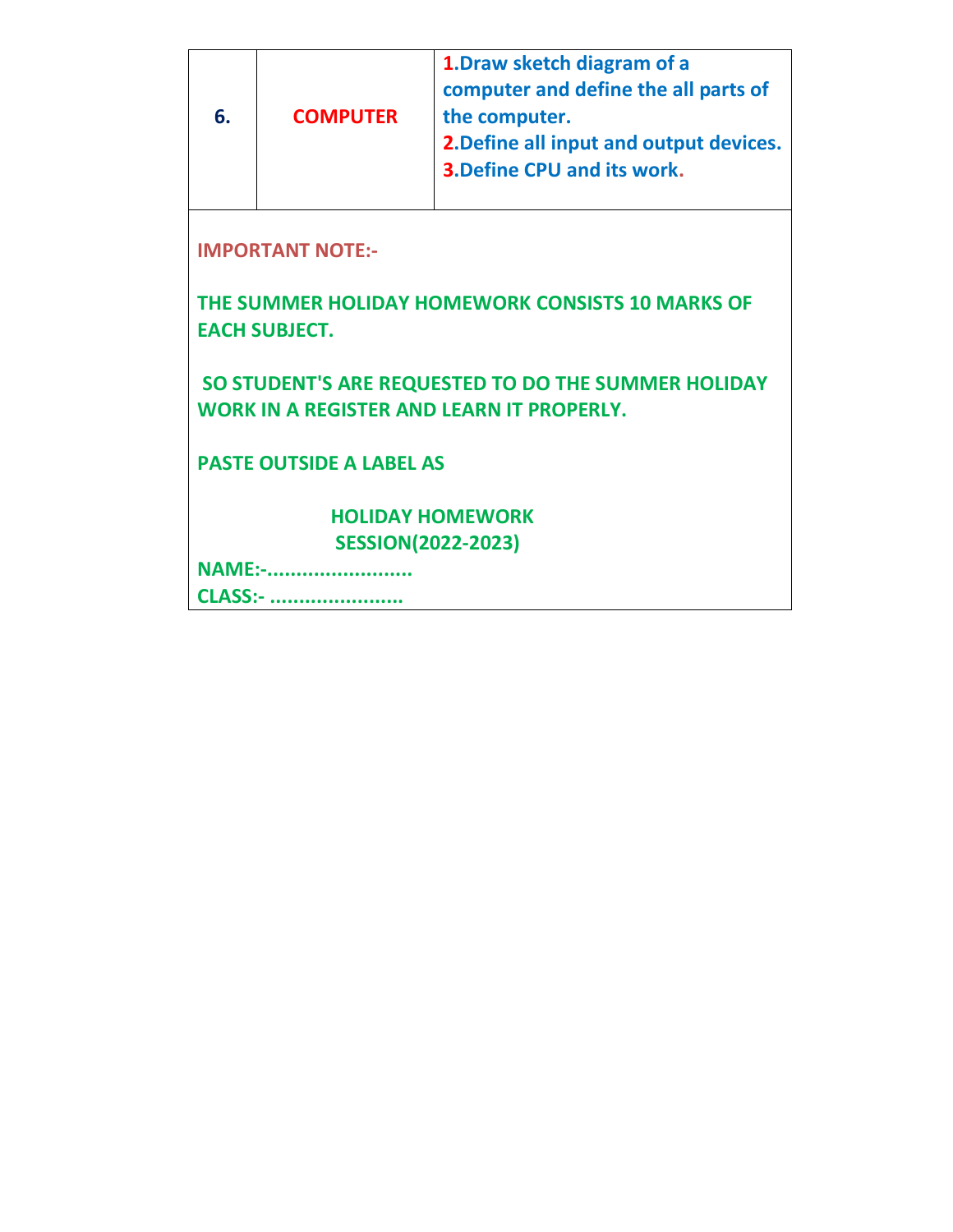| | | |
|---|---|---|
| 6. | COMPUTER | 1.Draw sketch diagram of a computer and define the all parts of the computer.<br>2.Define all input and output devices.<br>3.Define CPU and its work. |

**IMPORTANT NOTE:-**

**THE SUMMER HOLIDAY HOMEWORK CONSISTS 10 MARKS OF EACH SUBJECT.**

**SO STUDENT'S ARE REQUESTED TO DO THE SUMMER HOLIDAY WORK IN A REGISTER AND LEARN IT PROPERLY.**

**PASTE OUTSIDE A LABEL AS**

**HOLIDAY HOMEWORK**
**SESSION(2022-2023)**

**NAME:-.........................**
**CLASS:- .......................**